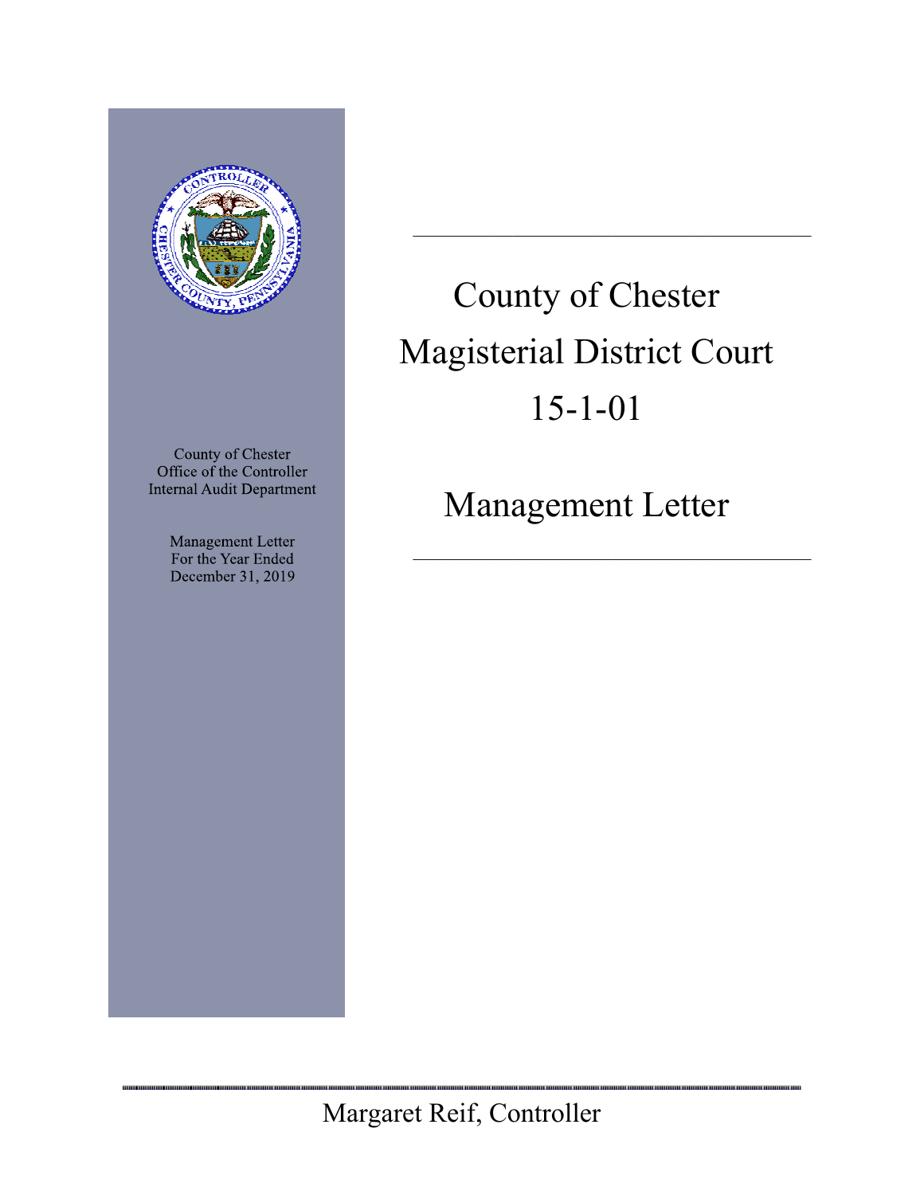# County of Chester Magisterial District Court 15-1-01

## Management Letter

County of Chester
Office of the Controller
Internal Audit Department

Management Letter
For the Year Ended
December 31, 2019

Margaret Reif, Controller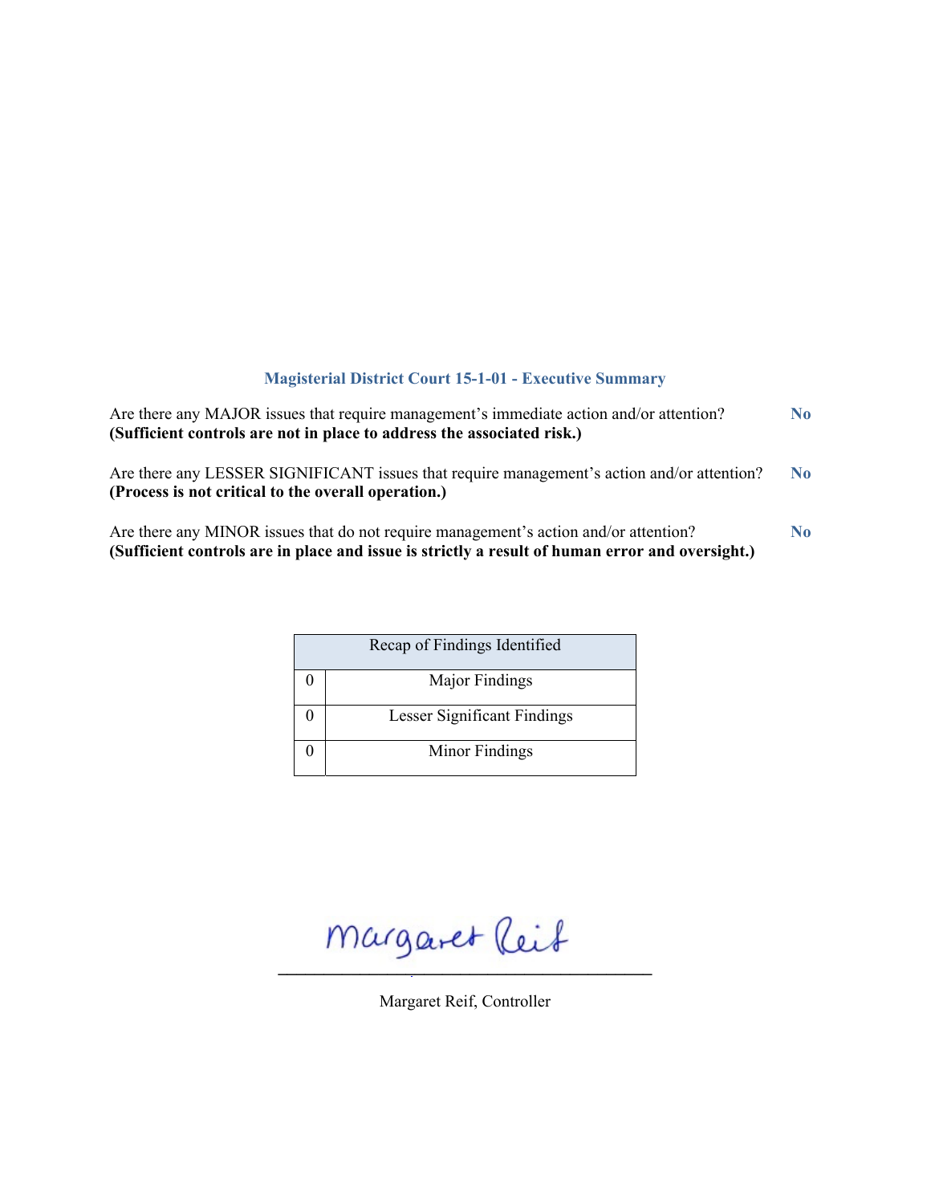## Magisterial District Court 15-1-01 - Executive Summary

Are there any MAJOR issues that require management's immediate action and/or attention? **No**
**(Sufficient controls are not in place to address the associated risk.)**

Are there any LESSER SIGNIFICANT issues that require management's action and/or attention? **No**
**(Process is not critical to the overall operation.)**

Are there any MINOR issues that do not require management's action and/or attention? **No**
**(Sufficient controls are in place and issue is strictly a result of human error and oversight.)**

| Recap of Findings Identified | |
|---|---|
| 0 | Major Findings |
| 0 | Lesser Significant Findings |
| 0 | Minor Findings |

Margaret Reif

Margaret Reif, Controller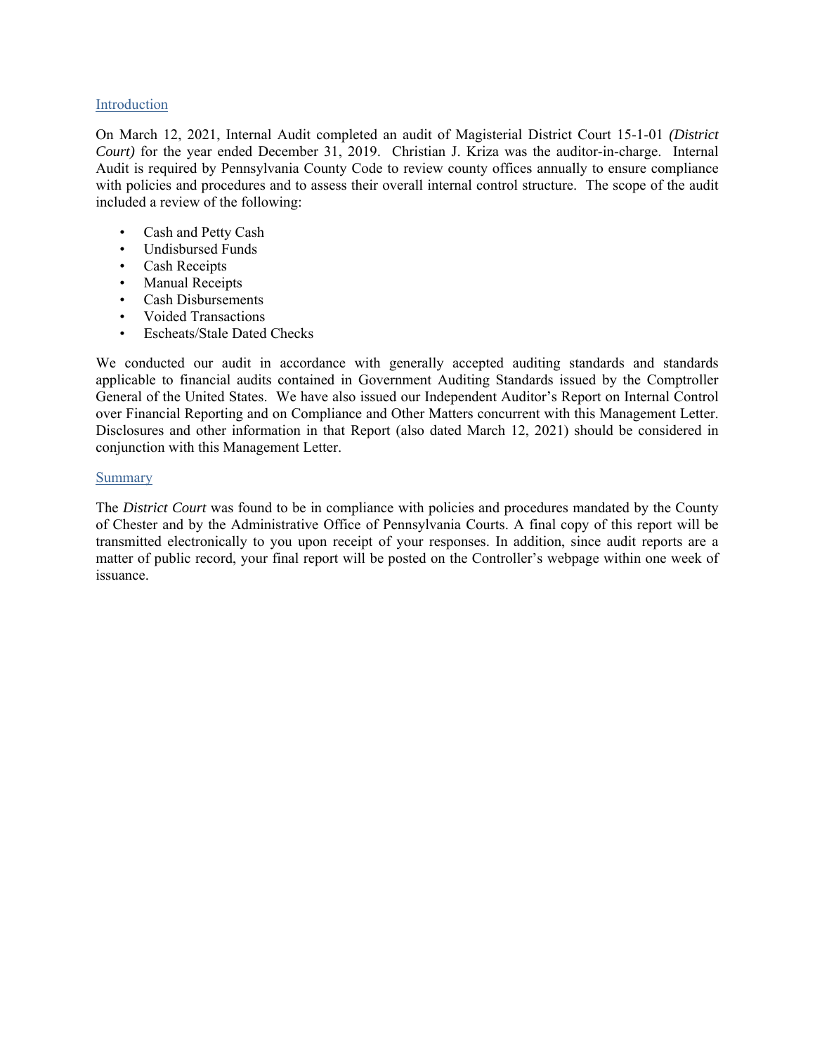## Introduction

On March 12, 2021, Internal Audit completed an audit of Magisterial District Court 15-1-01 *(District Court)* for the year ended December 31, 2019. Christian J. Kriza was the auditor-in-charge. Internal Audit is required by Pennsylvania County Code to review county offices annually to ensure compliance with policies and procedures and to assess their overall internal control structure. The scope of the audit included a review of the following:

- Cash and Petty Cash
- Undisbursed Funds
- Cash Receipts
- Manual Receipts
- Cash Disbursements
- Voided Transactions
- Escheats/Stale Dated Checks

We conducted our audit in accordance with generally accepted auditing standards and standards applicable to financial audits contained in Government Auditing Standards issued by the Comptroller General of the United States. We have also issued our Independent Auditor's Report on Internal Control over Financial Reporting and on Compliance and Other Matters concurrent with this Management Letter. Disclosures and other information in that Report (also dated March 12, 2021) should be considered in conjunction with this Management Letter.

## Summary

The *District Court* was found to be in compliance with policies and procedures mandated by the County of Chester and by the Administrative Office of Pennsylvania Courts. A final copy of this report will be transmitted electronically to you upon receipt of your responses. In addition, since audit reports are a matter of public record, your final report will be posted on the Controller's webpage within one week of issuance.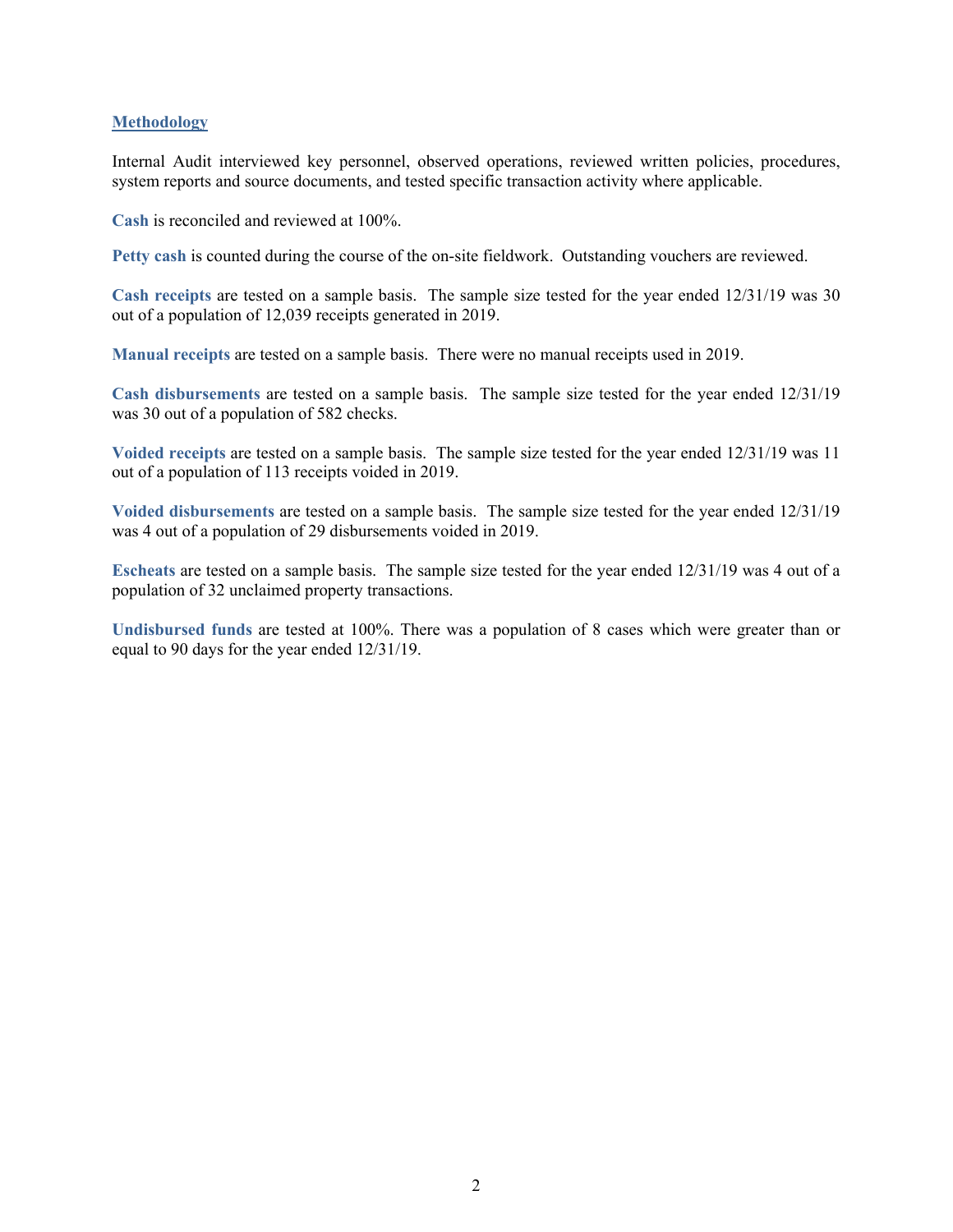## Methodology

Internal Audit interviewed key personnel, observed operations, reviewed written policies, procedures, system reports and source documents, and tested specific transaction activity where applicable.

**Cash** is reconciled and reviewed at 100%.

**Petty cash** is counted during the course of the on-site fieldwork. Outstanding vouchers are reviewed.

**Cash receipts** are tested on a sample basis. The sample size tested for the year ended 12/31/19 was 30 out of a population of 12,039 receipts generated in 2019.

**Manual receipts** are tested on a sample basis. There were no manual receipts used in 2019.

**Cash disbursements** are tested on a sample basis. The sample size tested for the year ended 12/31/19 was 30 out of a population of 582 checks.

**Voided receipts** are tested on a sample basis. The sample size tested for the year ended 12/31/19 was 11 out of a population of 113 receipts voided in 2019.

**Voided disbursements** are tested on a sample basis. The sample size tested for the year ended 12/31/19 was 4 out of a population of 29 disbursements voided in 2019.

**Escheats** are tested on a sample basis. The sample size tested for the year ended 12/31/19 was 4 out of a population of 32 unclaimed property transactions.

**Undisbursed funds** are tested at 100%. There was a population of 8 cases which were greater than or equal to 90 days for the year ended 12/31/19.